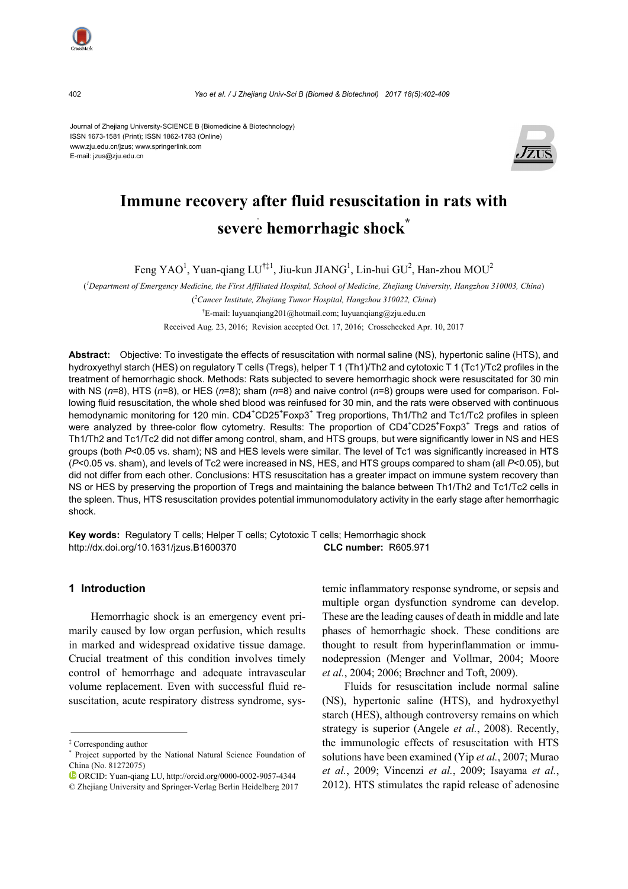Journal of Zhejiang University-SCIENCE B (Biomedicine & Biotechnology)
ISSN 1673-1581 (Print); ISSN 1862-1783 (Online)
www.zju.edu.cn/jzus; www.springerlink.com
E-mail: jzus@zju.edu.cn

# Immune recovery after fluid resuscitation in rats with severe hemorrhagic shock*

Feng YAO[1], Yuan-qiang LU[†‡1], Jiu-kun JIANG[1], Lin-hui GU[2], Han-zhou MOU[2]

([1]*Department of Emergency Medicine, the First Affiliated Hospital, School of Medicine, Zhejiang University, Hangzhou 310003, China*)

([2]*Cancer Institute, Zhejiang Tumor Hospital, Hangzhou 310022, China*)

[†]E-mail: luyuanqiang201@hotmail.com; luyuanqiang@zju.edu.cn

Received Aug. 23, 2016; Revision accepted Oct. 17, 2016; Crosschecked Apr. 10, 2017

**Abstract:** Objective: To investigate the effects of resuscitation with normal saline (NS), hypertonic saline (HTS), and hydroxyethyl starch (HES) on regulatory T cells (Tregs), helper T 1 (Th1)/Th2 and cytotoxic T 1 (Tc1)/Tc2 profiles in the treatment of hemorrhagic shock. Methods: Rats subjected to severe hemorrhagic shock were resuscitated for 30 min with NS ($n$=8), HTS ($n$=8), or HES ($n$=8); sham ($n$=8) and naive control ($n$=8) groups were used for comparison. Following fluid resuscitation, the whole shed blood was reinfused for 30 min, and the rats were observed with continuous hemodynamic monitoring for 120 min. $CD4^+CD25^+Foxp3^+$ Treg proportions, Th1/Th2 and Tc1/Tc2 profiles in spleen were analyzed by three-color flow cytometry. Results: The proportion of $CD4^+CD25^+Foxp3^+$ Tregs and ratios of Th1/Th2 and Tc1/Tc2 did not differ among control, sham, and HTS groups, but were significantly lower in NS and HES groups (both $P$<0.05 vs. sham); NS and HES levels were similar. The level of Tc1 was significantly increased in HTS ($P$<0.05 vs. sham), and levels of Tc2 were increased in NS, HES, and HTS groups compared to sham (all $P$<0.05), but did not differ from each other. Conclusions: HTS resuscitation has a greater impact on immune system recovery than NS or HES by preserving the proportion of Tregs and maintaining the balance between Th1/Th2 and Tc1/Tc2 cells in the spleen. Thus, HTS resuscitation provides potential immunomodulatory activity in the early stage after hemorrhagic shock.

**Key words:** Regulatory T cells; Helper T cells; Cytotoxic T cells; Hemorrhagic shock
http://dx.doi.org/10.1631/jzus.B1600370 **CLC number:** R605.971

## 1 Introduction

Hemorrhagic shock is an emergency event primarily caused by low organ perfusion, which results in marked and widespread oxidative tissue damage. Crucial treatment of this condition involves timely control of hemorrhage and adequate intravascular volume replacement. Even with successful fluid resuscitation, acute respiratory distress syndrome, systemic inflammatory response syndrome, or sepsis and multiple organ dysfunction syndrome can develop. These are the leading causes of death in middle and late phases of hemorrhagic shock. These conditions are thought to result from hyperinflammation or immunodepression (Menger and Vollmar, 2004; Moore *et al.*, 2004; 2006; Brøchner and Toft, 2009).

Fluids for resuscitation include normal saline (NS), hypertonic saline (HTS), and hydroxyethyl starch (HES), although controversy remains on which strategy is superior (Angele *et al.*, 2008). Recently, the immunologic effects of resuscitation with HTS solutions have been examined (Yip *et al.*, 2007; Murao *et al.*, 2009; Vincenzi *et al.*, 2009; Isayama *et al.*, 2012). HTS stimulates the rapid release of adenosine

---

[‡] Corresponding author

[*] Project supported by the National Natural Science Foundation of China (No. 81272075)

ORCID: Yuan-qiang LU, http://orcid.org/0000-0002-9057-4344

© Zhejiang University and Springer-Verlag Berlin Heidelberg 2017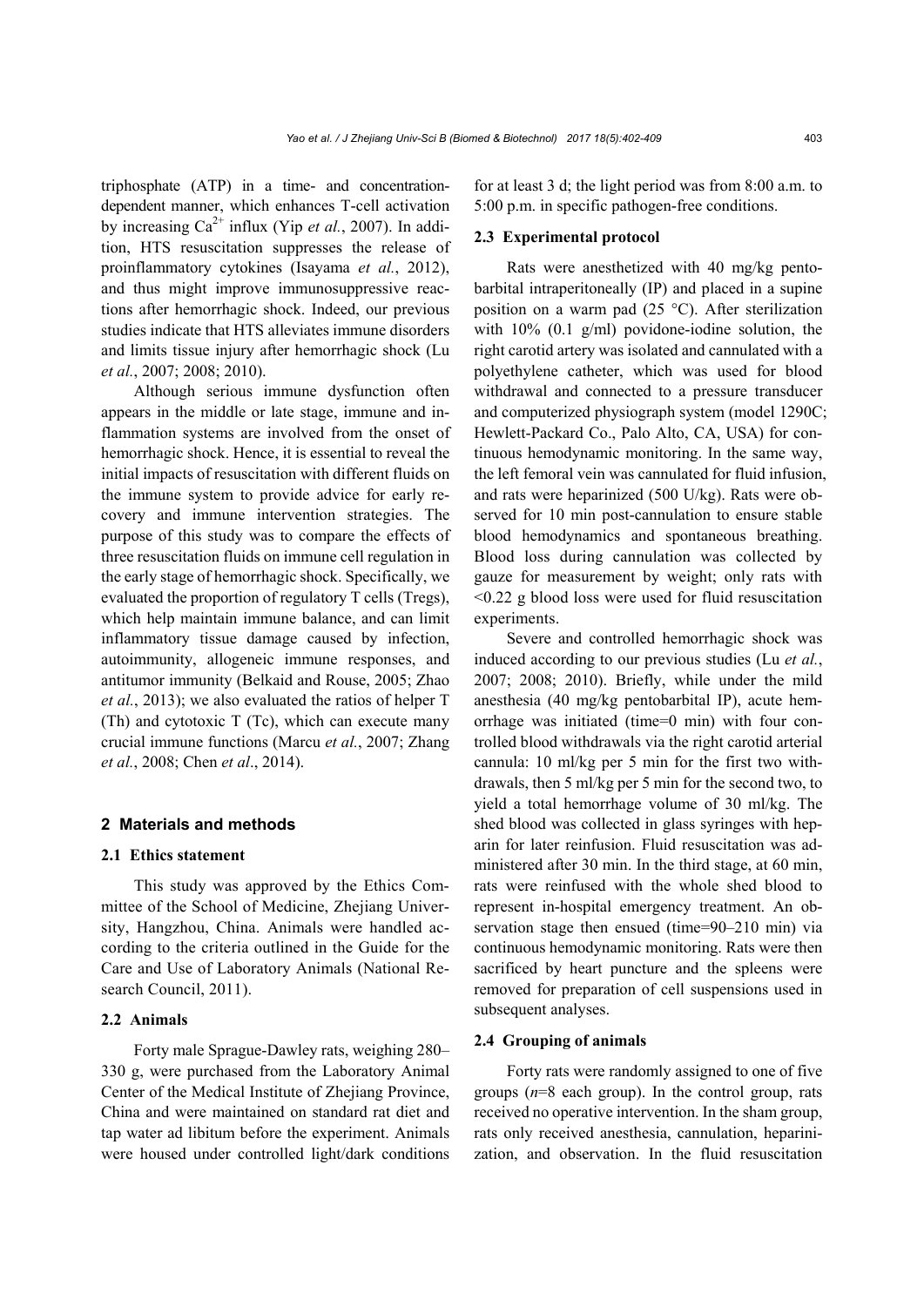triphosphate (ATP) in a time- and concentration-dependent manner, which enhances T-cell activation by increasing $Ca^{2+}$ influx (Yip *et al.*, 2007). In addition, HTS resuscitation suppresses the release of proinflammatory cytokines (Isayama *et al.*, 2012), and thus might improve immunosuppressive reactions after hemorrhagic shock. Indeed, our previous studies indicate that HTS alleviates immune disorders and limits tissue injury after hemorrhagic shock (Lu *et al.*, 2007; 2008; 2010).

Although serious immune dysfunction often appears in the middle or late stage, immune and inflammation systems are involved from the onset of hemorrhagic shock. Hence, it is essential to reveal the initial impacts of resuscitation with different fluids on the immune system to provide advice for early recovery and immune intervention strategies. The purpose of this study was to compare the effects of three resuscitation fluids on immune cell regulation in the early stage of hemorrhagic shock. Specifically, we evaluated the proportion of regulatory T cells (Tregs), which help maintain immune balance, and can limit inflammatory tissue damage caused by infection, autoimmunity, allogeneic immune responses, and antitumor immunity (Belkaid and Rouse, 2005; Zhao *et al.*, 2013); we also evaluated the ratios of helper T (Th) and cytotoxic T (Tc), which can execute many crucial immune functions (Marcu *et al.*, 2007; Zhang *et al.*, 2008; Chen *et al*., 2014).

## 2 Materials and methods

### 2.1 Ethics statement

This study was approved by the Ethics Committee of the School of Medicine, Zhejiang University, Hangzhou, China. Animals were handled according to the criteria outlined in the Guide for the Care and Use of Laboratory Animals (National Research Council, 2011).

### 2.2 Animals

Forty male Sprague-Dawley rats, weighing 280–330 g, were purchased from the Laboratory Animal Center of the Medical Institute of Zhejiang Province, China and were maintained on standard rat diet and tap water ad libitum before the experiment. Animals were housed under controlled light/dark conditions for at least 3 d; the light period was from 8:00 a.m. to 5:00 p.m. in specific pathogen-free conditions.

### 2.3 Experimental protocol

Rats were anesthetized with 40 mg/kg pentobarbital intraperitoneally (IP) and placed in a supine position on a warm pad (25 °C). After sterilization with 10% (0.1 g/ml) povidone-iodine solution, the right carotid artery was isolated and cannulated with a polyethylene catheter, which was used for blood withdrawal and connected to a pressure transducer and computerized physiograph system (model 1290C; Hewlett-Packard Co., Palo Alto, CA, USA) for continuous hemodynamic monitoring. In the same way, the left femoral vein was cannulated for fluid infusion, and rats were heparinized (500 U/kg). Rats were observed for 10 min post-cannulation to ensure stable blood hemodynamics and spontaneous breathing. Blood loss during cannulation was collected by gauze for measurement by weight; only rats with <0.22 g blood loss were used for fluid resuscitation experiments.

Severe and controlled hemorrhagic shock was induced according to our previous studies (Lu *et al.*, 2007; 2008; 2010). Briefly, while under the mild anesthesia (40 mg/kg pentobarbital IP), acute hemorrhage was initiated (time=0 min) with four controlled blood withdrawals via the right carotid arterial cannula: 10 ml/kg per 5 min for the first two withdrawals, then 5 ml/kg per 5 min for the second two, to yield a total hemorrhage volume of 30 ml/kg. The shed blood was collected in glass syringes with heparin for later reinfusion. Fluid resuscitation was administered after 30 min. In the third stage, at 60 min, rats were reinfused with the whole shed blood to represent in-hospital emergency treatment. An observation stage then ensued (time=90–210 min) via continuous hemodynamic monitoring. Rats were then sacrificed by heart puncture and the spleens were removed for preparation of cell suspensions used in subsequent analyses.

### 2.4 Grouping of animals

Forty rats were randomly assigned to one of five groups (*n*=8 each group). In the control group, rats received no operative intervention. In the sham group, rats only received anesthesia, cannulation, heparinization, and observation. In the fluid resuscitation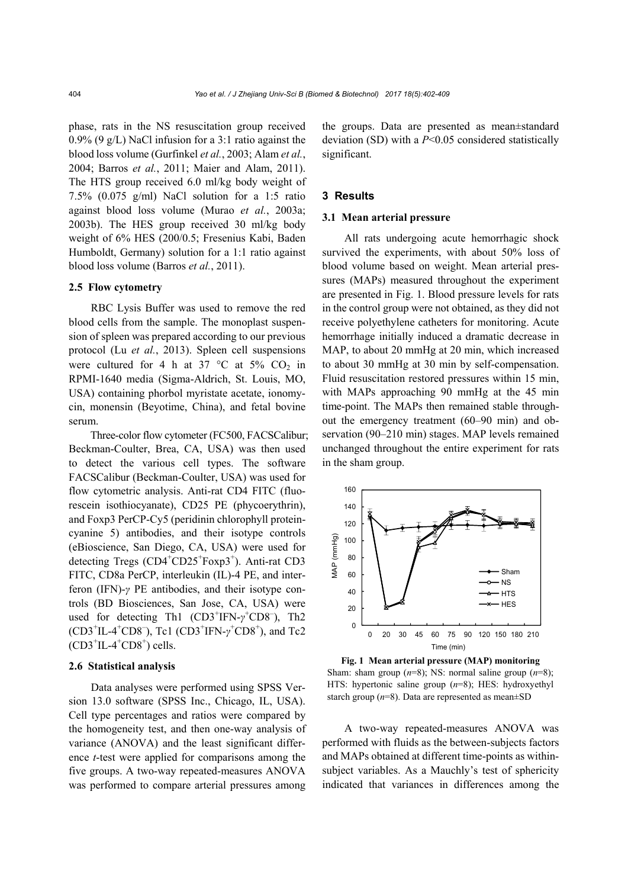phase, rats in the NS resuscitation group received 0.9% (9 g/L) NaCl infusion for a 3:1 ratio against the blood loss volume (Gurfinkel *et al.*, 2003; Alam *et al.*, 2004; Barros *et al.*, 2011; Maier and Alam, 2011). The HTS group received 6.0 ml/kg body weight of 7.5% (0.075 g/ml) NaCl solution for a 1:5 ratio against blood loss volume (Murao *et al.*, 2003a; 2003b). The HES group received 30 ml/kg body weight of 6% HES (200/0.5; Fresenius Kabi, Baden Humboldt, Germany) solution for a 1:1 ratio against blood loss volume (Barros *et al.*, 2011).

### 2.5 Flow cytometry

RBC Lysis Buffer was used to remove the red blood cells from the sample. The monoplast suspension of spleen was prepared according to our previous protocol (Lu *et al.*, 2013). Spleen cell suspensions were cultured for 4 h at 37 °C at 5% $CO_2$ in RPMI-1640 media (Sigma-Aldrich, St. Louis, MO, USA) containing phorbol myristate acetate, ionomycin, monensin (Beyotime, China), and fetal bovine serum.

Three-color flow cytometer (FC500, FACSCalibur; Beckman-Coulter, Brea, CA, USA) was then used to detect the various cell types. The software FACSCalibur (Beckman-Coulter, USA) was used for flow cytometric analysis. Anti-rat CD4 FITC (fluorescein isothiocyanate), CD25 PE (phycoerythrin), and Foxp3 PerCP-Cy5 (peridinin chlorophyll protein-cyanine 5) antibodies, and their isotype controls (eBioscience, San Diego, CA, USA) were used for detecting Tregs ($CD4^+CD25^+Foxp3^+$). Anti-rat CD3 FITC, CD8a PerCP, interleukin (IL)-4 PE, and interferon (IFN)-$\gamma$ PE antibodies, and their isotype controls (BD Biosciences, San Jose, CA, USA) were used for detecting Th1 ($CD3^+IFN\text{-}\gamma^+CD8^-$), Th2 ($CD3^+IL\text{-}4^+CD8^-$), Tc1 ($CD3^+IFN\text{-}\gamma^+CD8^+$), and Tc2 ($CD3^+IL\text{-}4^+CD8^+$) cells.

### 2.6 Statistical analysis

Data analyses were performed using SPSS Version 13.0 software (SPSS Inc., Chicago, IL, USA). Cell type percentages and ratios were compared by the homogeneity test, and then one-way analysis of variance (ANOVA) and the least significant difference *t*-test were applied for comparisons among the five groups. A two-way repeated-measures ANOVA was performed to compare arterial pressures among the groups. Data are presented as mean±standard deviation (SD) with a $P<0.05$ considered statistically significant.

## 3 Results

### 3.1 Mean arterial pressure

All rats undergoing acute hemorrhagic shock survived the experiments, with about 50% loss of blood volume based on weight. Mean arterial pressures (MAPs) measured throughout the experiment are presented in Fig. 1. Blood pressure levels for rats in the control group were not obtained, as they did not receive polyethylene catheters for monitoring. Acute hemorrhage initially induced a dramatic decrease in MAP, to about 20 mmHg at 20 min, which increased to about 30 mmHg at 30 min by self-compensation. Fluid resuscitation restored pressures within 15 min, with MAPs approaching 90 mmHg at the 45 min time-point. The MAPs then remained stable throughout the emergency treatment (60–90 min) and observation (90–210 min) stages. MAP levels remained unchanged throughout the entire experiment for rats in the sham group.

**Fig. 1 Mean arterial pressure (MAP) monitoring**
Sham: sham group ($n$=8); NS: normal saline group ($n$=8); HTS: hypertonic saline group ($n$=8); HES: hydroxyethyl starch group ($n$=8). Data are represented as mean±SD

A two-way repeated-measures ANOVA was performed with fluids as the between-subjects factors and MAPs obtained at different time-points as within-subject variables. As a Mauchly's test of sphericity indicated that variances in differences among the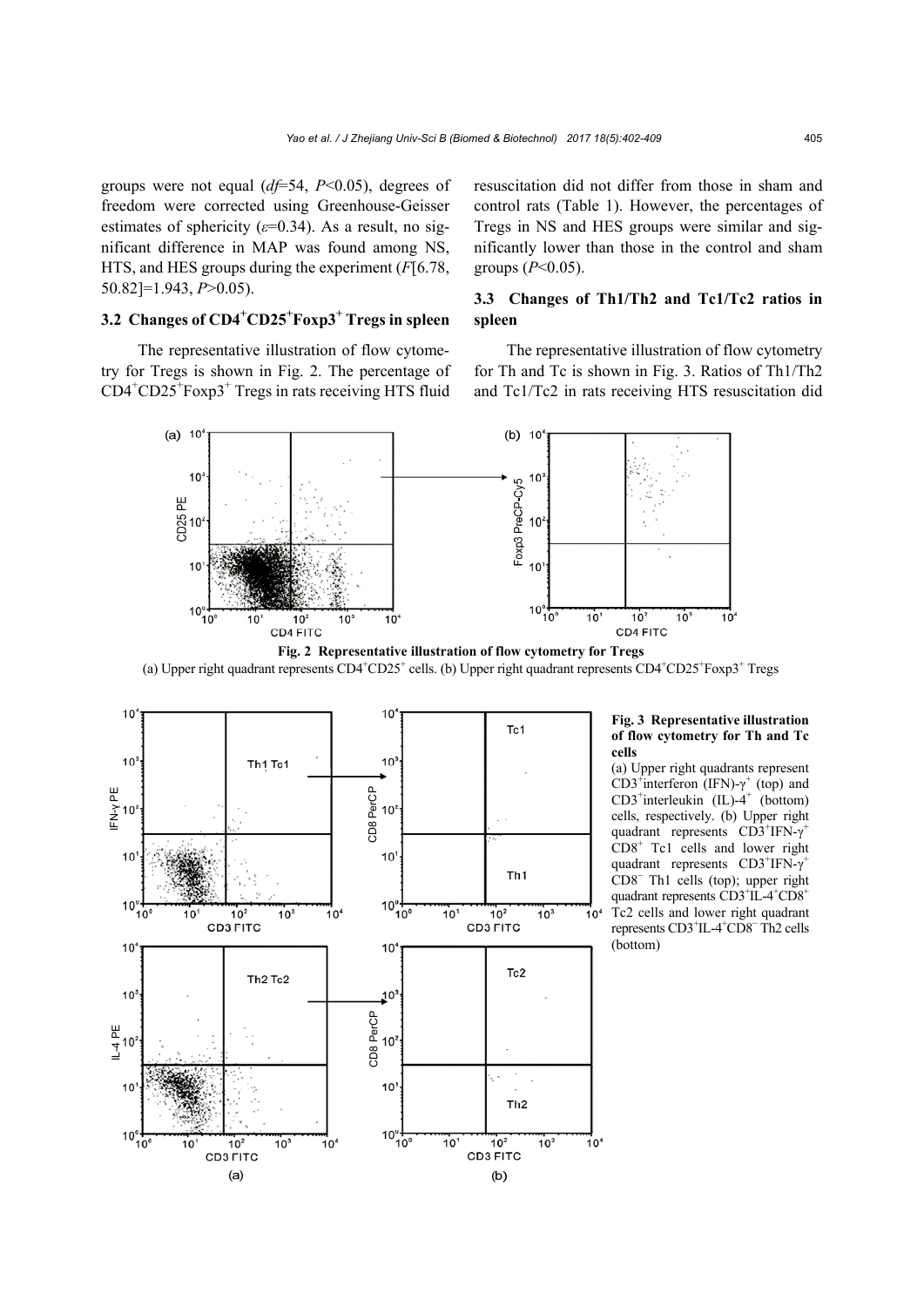groups were not equal (*df*=54, $P<0.05$), degrees of freedom were corrected using Greenhouse-Geisser estimates of sphericity ($\varepsilon=0.34$). As a result, no significant difference in MAP was found among NS, HTS, and HES groups during the experiment ($F[6.78, 50.82]=1.943$, $P>0.05$).

### 3.2 Changes of $CD4^+CD25^+Foxp3^+$ Tregs in spleen

The representative illustration of flow cytometry for Tregs is shown in Fig. 2. The percentage of $CD4^+CD25^+Foxp3^+$ Tregs in rats receiving HTS fluid resuscitation did not differ from those in sham and control rats (Table 1). However, the percentages of Tregs in NS and HES groups were similar and significantly lower than those in the control and sham groups ($P<0.05$).

### 3.3 Changes of Th1/Th2 and Tc1/Tc2 ratios in spleen

The representative illustration of flow cytometry for Th and Tc is shown in Fig. 3. Ratios of Th1/Th2 and Tc1/Tc2 in rats receiving HTS resuscitation did

**Fig. 2 Representative illustration of flow cytometry for Tregs**
(a) Upper right quadrant represents $CD4^+CD25^+$ cells. (b) Upper right quadrant represents $CD4^+CD25^+Foxp3^+$ Tregs

**Fig. 3 Representative illustration of flow cytometry for Th and Tc cells**
(a) Upper right quadrants represent $CD3^+$interferon (IFN)-$\gamma^+$ (top) and $CD3^+$interleukin (IL)-$4^+$ (bottom) cells, respectively. (b) Upper right quadrant represents $CD3^+IFN\text{-}\gamma^+CD8^+$ Tc1 cells and lower right quadrant represents $CD3^+IFN\text{-}\gamma^+CD8^-$ Th1 cells (top); upper right quadrant represents $CD3^+IL\text{-}4^+CD8^+$ Tc2 cells and lower right quadrant represents $CD3^+IL\text{-}4^+CD8^-$ Th2 cells (bottom)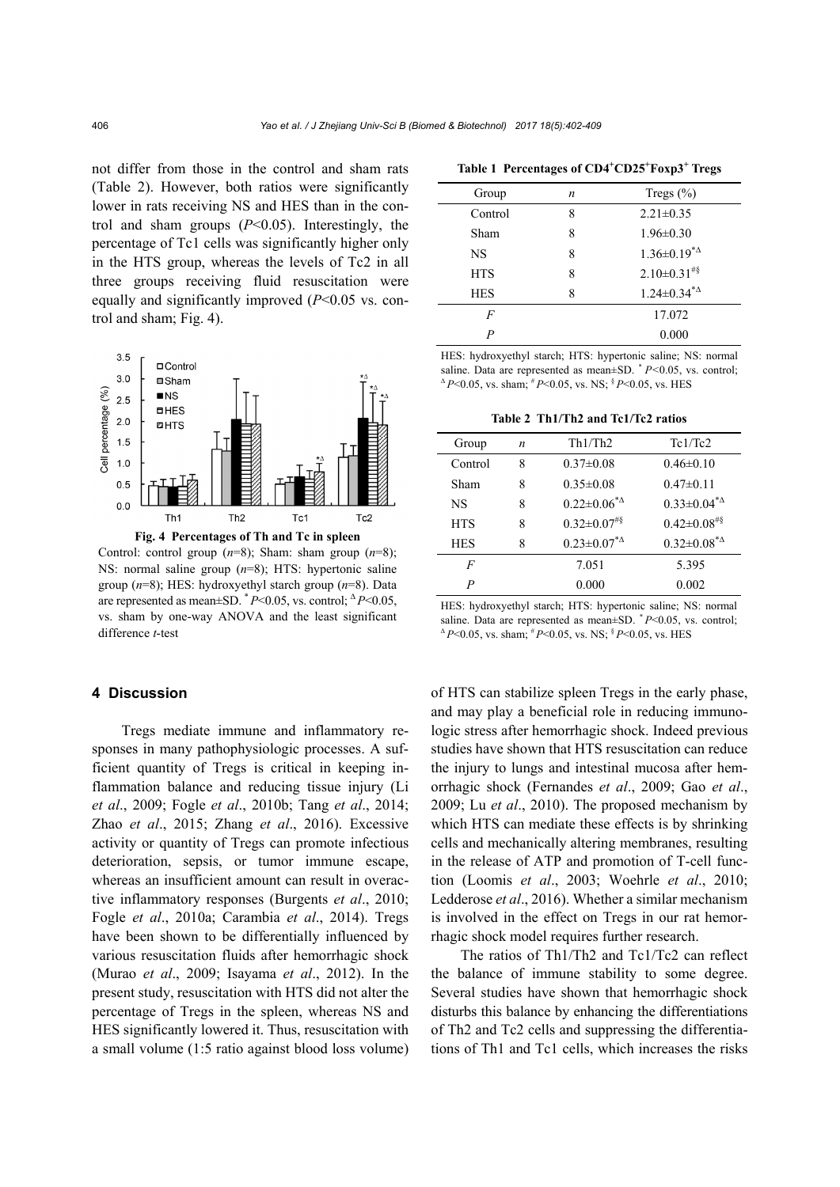not differ from those in the control and sham rats (Table 2). However, both ratios were significantly lower in rats receiving NS and HES than in the control and sham groups ($P$<0.05). Interestingly, the percentage of Tc1 cells was significantly higher only in the HTS group, whereas the levels of Tc2 in all three groups receiving fluid resuscitation were equally and significantly improved ($P$<0.05 vs. control and sham; Fig. 4).

**Fig. 4 Percentages of Th and Tc in spleen**

Control: control group ($n$=8); Sham: sham group ($n$=8); NS: normal saline group ($n$=8); HTS: hypertonic saline group ($n$=8); HES: hydroxyethyl starch group ($n$=8). Data are represented as mean±SD. $^{*}P$<0.05, vs. control; $^{\Delta}P$<0.05, vs. sham by one-way ANOVA and the least significant difference $t$-test

**Table 1 Percentages of $CD4^{+}CD25^{+}Foxp3^{+}$ Tregs**

| Group | $n$ | Tregs (%) |
|---|---|---|
| Control | 8 | 2.21±0.35 |
| Sham | 8 | 1.96±0.30 |
| NS | 8 | $1.36±0.19^{*\Delta}$ |
| HTS | 8 | $2.10±0.31^{\#\S}$ |
| HES | 8 | $1.24±0.34^{*\Delta}$ |
| $F$ | | 17.072 |
| $P$ | | 0.000 |

HES: hydroxyethyl starch; HTS: hypertonic saline; NS: normal saline. Data are represented as mean±SD. $^{*}P$<0.05, vs. control; $^{\Delta}P$<0.05, vs. sham; $^{\#}P$<0.05, vs. NS; $^{\S}P$<0.05, vs. HES

**Table 2 Th1/Th2 and Tc1/Tc2 ratios**

| Group | $n$ | Th1/Th2 | Tc1/Tc2 |
|---|---|---|---|
| Control | 8 | 0.37±0.08 | 0.46±0.10 |
| Sham | 8 | 0.35±0.08 | 0.47±0.11 |
| NS | 8 | $0.22±0.06^{*\Delta}$ | $0.33±0.04^{*\Delta}$ |
| HTS | 8 | $0.32±0.07^{\#\S}$ | $0.42±0.08^{\#\S}$ |
| HES | 8 | $0.23±0.07^{*\Delta}$ | $0.32±0.08^{*\Delta}$ |
| $F$ | | 7.051 | 5.395 |
| $P$ | | 0.000 | 0.002 |

HES: hydroxyethyl starch; HTS: hypertonic saline; NS: normal saline. Data are represented as mean±SD. $^{*}P$<0.05, vs. control; $^{\Delta}P$<0.05, vs. sham; $^{\#}P$<0.05, vs. NS; $^{\S}P$<0.05, vs. HES

## 4 Discussion

Tregs mediate immune and inflammatory responses in many pathophysiologic processes. A sufficient quantity of Tregs is critical in keeping inflammation balance and reducing tissue injury (Li *et al*., 2009; Fogle *et al*., 2010b; Tang *et al*., 2014; Zhao *et al*., 2015; Zhang *et al*., 2016). Excessive activity or quantity of Tregs can promote infectious deterioration, sepsis, or tumor immune escape, whereas an insufficient amount can result in overactive inflammatory responses (Burgents *et al*., 2010; Fogle *et al*., 2010a; Carambia *et al*., 2014). Tregs have been shown to be differentially influenced by various resuscitation fluids after hemorrhagic shock (Murao *et al*., 2009; Isayama *et al*., 2012). In the present study, resuscitation with HTS did not alter the percentage of Tregs in the spleen, whereas NS and HES significantly lowered it. Thus, resuscitation with a small volume (1:5 ratio against blood loss volume) of HTS can stabilize spleen Tregs in the early phase, and may play a beneficial role in reducing immunologic stress after hemorrhagic shock. Indeed previous studies have shown that HTS resuscitation can reduce the injury to lungs and intestinal mucosa after hemorrhagic shock (Fernandes *et al*., 2009; Gao *et al*., 2009; Lu *et al*., 2010). The proposed mechanism by which HTS can mediate these effects is by shrinking cells and mechanically altering membranes, resulting in the release of ATP and promotion of T-cell function (Loomis *et al*., 2003; Woehrle *et al*., 2010; Ledderose *et al*., 2016). Whether a similar mechanism is involved in the effect on Tregs in our rat hemorrhagic shock model requires further research.

The ratios of Th1/Th2 and Tc1/Tc2 can reflect the balance of immune stability to some degree. Several studies have shown that hemorrhagic shock disturbs this balance by enhancing the differentiations of Th2 and Tc2 cells and suppressing the differentiations of Th1 and Tc1 cells, which increases the risks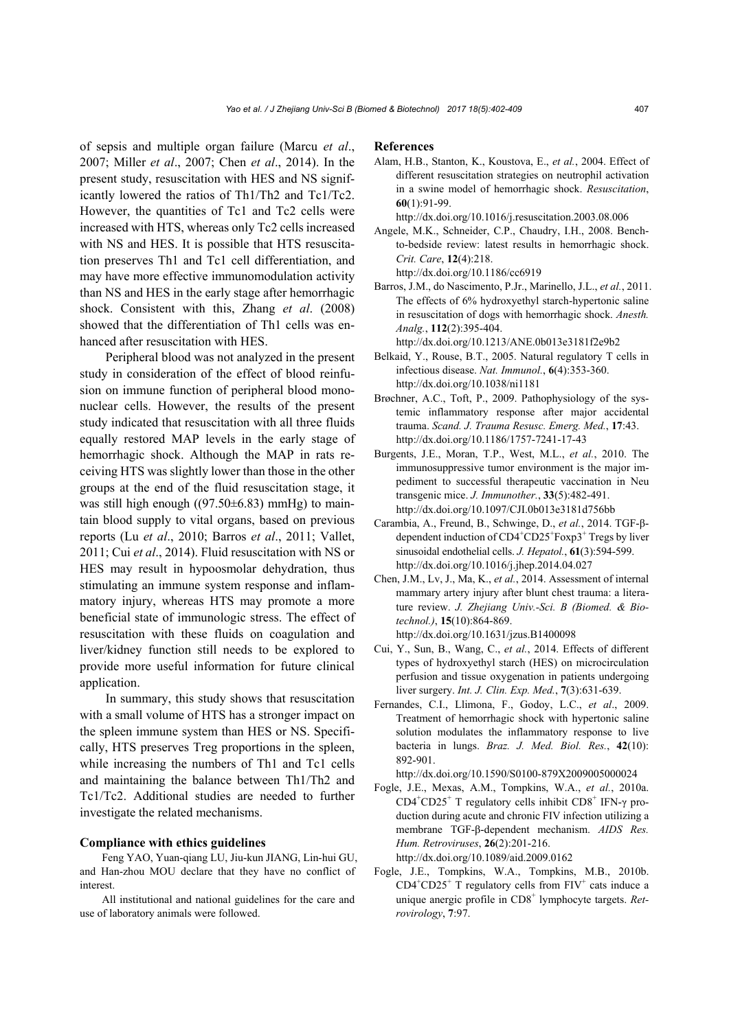of sepsis and multiple organ failure (Marcu *et al*., 2007; Miller *et al*., 2007; Chen *et al*., 2014). In the present study, resuscitation with HES and NS significantly lowered the ratios of Th1/Th2 and Tc1/Tc2. However, the quantities of Tc1 and Tc2 cells were increased with HTS, whereas only Tc2 cells increased with NS and HES. It is possible that HTS resuscitation preserves Th1 and Tc1 cell differentiation, and may have more effective immunomodulation activity than NS and HES in the early stage after hemorrhagic shock. Consistent with this, Zhang *et al*. (2008) showed that the differentiation of Th1 cells was enhanced after resuscitation with HES.

Peripheral blood was not analyzed in the present study in consideration of the effect of blood reinfusion on immune function of peripheral blood mononuclear cells. However, the results of the present study indicated that resuscitation with all three fluids equally restored MAP levels in the early stage of hemorrhagic shock. Although the MAP in rats receiving HTS was slightly lower than those in the other groups at the end of the fluid resuscitation stage, it was still high enough ((97.50±6.83) mmHg) to maintain blood supply to vital organs, based on previous reports (Lu *et al*., 2010; Barros *et al*., 2011; Vallet, 2011; Cui *et al*., 2014). Fluid resuscitation with NS or HES may result in hypoosmolar dehydration, thus stimulating an immune system response and inflammatory injury, whereas HTS may promote a more beneficial state of immunologic stress. The effect of resuscitation with these fluids on coagulation and liver/kidney function still needs to be explored to provide more useful information for future clinical application.

In summary, this study shows that resuscitation with a small volume of HTS has a stronger impact on the spleen immune system than HES or NS. Specifically, HTS preserves Treg proportions in the spleen, while increasing the numbers of Th1 and Tc1 cells and maintaining the balance between Th1/Th2 and Tc1/Tc2. Additional studies are needed to further investigate the related mechanisms.

### Compliance with ethics guidelines

Feng YAO, Yuan-qiang LU, Jiu-kun JIANG, Lin-hui GU, and Han-zhou MOU declare that they have no conflict of interest.

All institutional and national guidelines for the care and use of laboratory animals were followed.

### References

Alam, H.B., Stanton, K., Koustova, E., *et al.*, 2004. Effect of different resuscitation strategies on neutrophil activation in a swine model of hemorrhagic shock. *Resuscitation*, **60**(1):91-99. http://dx.doi.org/10.1016/j.resuscitation.2003.08.006

Angele, M.K., Schneider, C.P., Chaudry, I.H., 2008. Bench-to-bedside review: latest results in hemorrhagic shock. *Crit. Care*, **12**(4):218. http://dx.doi.org/10.1186/cc6919

Barros, J.M., do Nascimento, P.Jr., Marinello, J.L., *et al.*, 2011. The effects of 6% hydroxyethyl starch-hypertonic saline in resuscitation of dogs with hemorrhagic shock. *Anesth. Analg.*, **112**(2):395-404. http://dx.doi.org/10.1213/ANE.0b013e3181f2e9b2

Belkaid, Y., Rouse, B.T., 2005. Natural regulatory T cells in infectious disease. *Nat. Immunol.*, **6**(4):353-360. http://dx.doi.org/10.1038/ni1181

Brøchner, A.C., Toft, P., 2009. Pathophysiology of the systemic inflammatory response after major accidental trauma. *Scand. J. Trauma Resusc. Emerg. Med.*, **17**:43. http://dx.doi.org/10.1186/1757-7241-17-43

Burgents, J.E., Moran, T.P., West, M.L., *et al.*, 2010. The immunosuppressive tumor environment is the major impediment to successful therapeutic vaccination in Neu transgenic mice. *J. Immunother.*, **33**(5):482-491. http://dx.doi.org/10.1097/CJI.0b013e3181d756bb

Carambia, A., Freund, B., Schwinge, D., *et al.*, 2014. TGF-β-dependent induction of $CD4^+CD25^+Foxp3^+$ Tregs by liver sinusoidal endothelial cells. *J. Hepatol.*, **61**(3):594-599. http://dx.doi.org/10.1016/j.jhep.2014.04.027

Chen, J.M., Lv, J., Ma, K., *et al.*, 2014. Assessment of internal mammary artery injury after blunt chest trauma: a literature review. *J. Zhejiang Univ.-Sci. B (Biomed. & Biotechnol.)*, **15**(10):864-869. http://dx.doi.org/10.1631/jzus.B1400098

Cui, Y., Sun, B., Wang, C., *et al.*, 2014. Effects of different types of hydroxyethyl starch (HES) on microcirculation perfusion and tissue oxygenation in patients undergoing liver surgery. *Int. J. Clin. Exp. Med.*, **7**(3):631-639.

Fernandes, C.I., Llimona, F., Godoy, L.C., *et al*., 2009. Treatment of hemorrhagic shock with hypertonic saline solution modulates the inflammatory response to live bacteria in lungs. *Braz. J. Med. Biol. Res.*, **42**(10): 892-901. http://dx.doi.org/10.1590/S0100-879X2009005000024

Fogle, J.E., Mexas, A.M., Tompkins, W.A., *et al.*, 2010a. $CD4^+CD25^+$ T regulatory cells inhibit $CD8^+$ IFN-γ production during acute and chronic FIV infection utilizing a membrane TGF-β-dependent mechanism. *AIDS Res. Hum. Retroviruses*, **26**(2):201-216. http://dx.doi.org/10.1089/aid.2009.0162

Fogle, J.E., Tompkins, W.A., Tompkins, M.B., 2010b. $CD4^+CD25^+$ T regulatory cells from $FIV^+$ cats induce a unique anergic profile in $CD8^+$ lymphocyte targets. *Retrovirology*, **7**:97.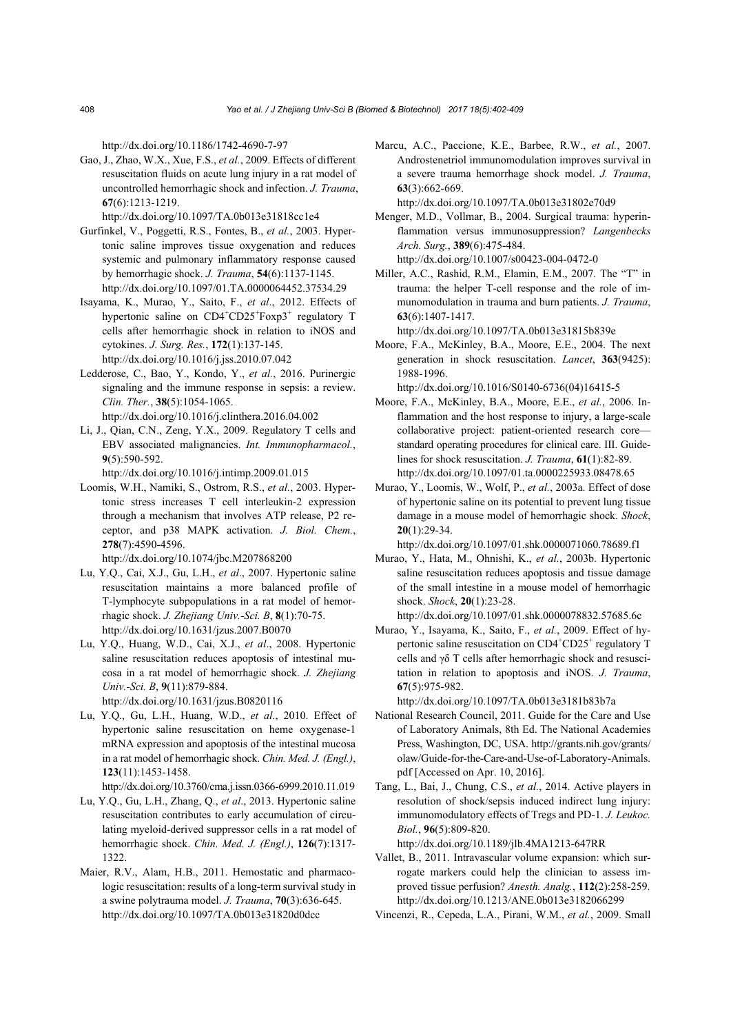http://dx.doi.org/10.1186/1742-4690-7-97

Gao, J., Zhao, W.X., Xue, F.S., *et al.*, 2009. Effects of different resuscitation fluids on acute lung injury in a rat model of uncontrolled hemorrhagic shock and infection. *J. Trauma*, **67**(6):1213-1219.
http://dx.doi.org/10.1097/TA.0b013e31818cc1e4

Gurfinkel, V., Poggetti, R.S., Fontes, B., *et al.*, 2003. Hypertonic saline improves tissue oxygenation and reduces systemic and pulmonary inflammatory response caused by hemorrhagic shock. *J. Trauma*, **54**(6):1137-1145.
http://dx.doi.org/10.1097/01.TA.0000064452.37534.29

Isayama, K., Murao, Y., Saito, F., *et al*., 2012. Effects of hypertonic saline on $CD4^+CD25^+Foxp3^+$ regulatory T cells after hemorrhagic shock in relation to iNOS and cytokines. *J. Surg. Res.*, **172**(1):137-145.
http://dx.doi.org/10.1016/j.jss.2010.07.042

Ledderose, C., Bao, Y., Kondo, Y., *et al.*, 2016. Purinergic signaling and the immune response in sepsis: a review. *Clin. Ther.*, **38**(5):1054-1065.
http://dx.doi.org/10.1016/j.clinthera.2016.04.002

Li, J., Qian, C.N., Zeng, Y.X., 2009. Regulatory T cells and EBV associated malignancies. *Int. Immunopharmacol.*, **9**(5):590-592.
http://dx.doi.org/10.1016/j.intimp.2009.01.015

Loomis, W.H., Namiki, S., Ostrom, R.S., *et al.*, 2003. Hypertonic stress increases T cell interleukin-2 expression through a mechanism that involves ATP release, P2 receptor, and p38 MAPK activation. *J. Biol. Chem.*, **278**(7):4590-4596.
http://dx.doi.org/10.1074/jbc.M207868200

Lu, Y.Q., Cai, X.J., Gu, L.H., *et al*., 2007. Hypertonic saline resuscitation maintains a more balanced profile of T-lymphocyte subpopulations in a rat model of hemorrhagic shock. *J. Zhejiang Univ.-Sci. B*, **8**(1):70-75.
http://dx.doi.org/10.1631/jzus.2007.B0070

Lu, Y.Q., Huang, W.D., Cai, X.J., *et al*., 2008. Hypertonic saline resuscitation reduces apoptosis of intestinal mucosa in a rat model of hemorrhagic shock. *J. Zhejiang Univ.-Sci. B*, **9**(11):879-884.
http://dx.doi.org/10.1631/jzus.B0820116

Lu, Y.Q., Gu, L.H., Huang, W.D., *et al.*, 2010. Effect of hypertonic saline resuscitation on heme oxygenase-1 mRNA expression and apoptosis of the intestinal mucosa in a rat model of hemorrhagic shock. *Chin. Med. J. (Engl.)*, **123**(11):1453-1458.
http://dx.doi.org/10.3760/cma.j.issn.0366-6999.2010.11.019

Lu, Y.Q., Gu, L.H., Zhang, Q., *et al*., 2013. Hypertonic saline resuscitation contributes to early accumulation of circulating myeloid-derived suppressor cells in a rat model of hemorrhagic shock. *Chin. Med. J. (Engl.)*, **126**(7):1317-1322.

Maier, R.V., Alam, H.B., 2011. Hemostatic and pharmacologic resuscitation: results of a long-term survival study in a swine polytrauma model. *J. Trauma*, **70**(3):636-645.
http://dx.doi.org/10.1097/TA.0b013e31820d0dcc

Marcu, A.C., Paccione, K.E., Barbee, R.W., *et al.*, 2007. Androstenetriol immunomodulation improves survival in a severe trauma hemorrhage shock model. *J. Trauma*, **63**(3):662-669.
http://dx.doi.org/10.1097/TA.0b013e31802e70d9

Menger, M.D., Vollmar, B., 2004. Surgical trauma: hyperinflammation versus immunosuppression? *Langenbecks Arch. Surg.*, **389**(6):475-484.
http://dx.doi.org/10.1007/s00423-004-0472-0

Miller, A.C., Rashid, R.M., Elamin, E.M., 2007. The "T" in trauma: the helper T-cell response and the role of immunomodulation in trauma and burn patients. *J. Trauma*, **63**(6):1407-1417.
http://dx.doi.org/10.1097/TA.0b013e31815b839e

Moore, F.A., McKinley, B.A., Moore, E.E., 2004. The next generation in shock resuscitation. *Lancet*, **363**(9425): 1988-1996.
http://dx.doi.org/10.1016/S0140-6736(04)16415-5

Moore, F.A., McKinley, B.A., Moore, E.E., *et al.*, 2006. Inflammation and the host response to injury, a large-scale collaborative project: patient-oriented research core—standard operating procedures for clinical care. III. Guidelines for shock resuscitation. *J. Trauma*, **61**(1):82-89.
http://dx.doi.org/10.1097/01.ta.0000225933.08478.65

Murao, Y., Loomis, W., Wolf, P., *et al.*, 2003a. Effect of dose of hypertonic saline on its potential to prevent lung tissue damage in a mouse model of hemorrhagic shock. *Shock*, **20**(1):29-34.
http://dx.doi.org/10.1097/01.shk.0000071060.78689.f1

Murao, Y., Hata, M., Ohnishi, K., *et al.*, 2003b. Hypertonic saline resuscitation reduces apoptosis and tissue damage of the small intestine in a mouse model of hemorrhagic shock. *Shock*, **20**(1):23-28.
http://dx.doi.org/10.1097/01.shk.0000078832.57685.6c

Murao, Y., Isayama, K., Saito, F., *et al.*, 2009. Effect of hypertonic saline resuscitation on $CD4^+CD25^+$ regulatory T cells and γδ T cells after hemorrhagic shock and resuscitation in relation to apoptosis and iNOS. *J. Trauma*, **67**(5):975-982.
http://dx.doi.org/10.1097/TA.0b013e3181b83b7a

National Research Council, 2011. Guide for the Care and Use of Laboratory Animals, 8th Ed. The National Academies Press, Washington, DC, USA. http://grants.nih.gov/grants/olaw/Guide-for-the-Care-and-Use-of-Laboratory-Animals.pdf [Accessed on Apr. 10, 2016].

Tang, L., Bai, J., Chung, C.S., *et al.*, 2014. Active players in resolution of shock/sepsis induced indirect lung injury: immunomodulatory effects of Tregs and PD-1. *J. Leukoc. Biol.*, **96**(5):809-820.
http://dx.doi.org/10.1189/jlb.4MA1213-647RR

Vallet, B., 2011. Intravascular volume expansion: which surrogate markers could help the clinician to assess improved tissue perfusion? *Anesth. Analg.*, **112**(2):258-259.
http://dx.doi.org/10.1213/ANE.0b013e3182066299

Vincenzi, R., Cepeda, L.A., Pirani, W.M., *et al.*, 2009. Small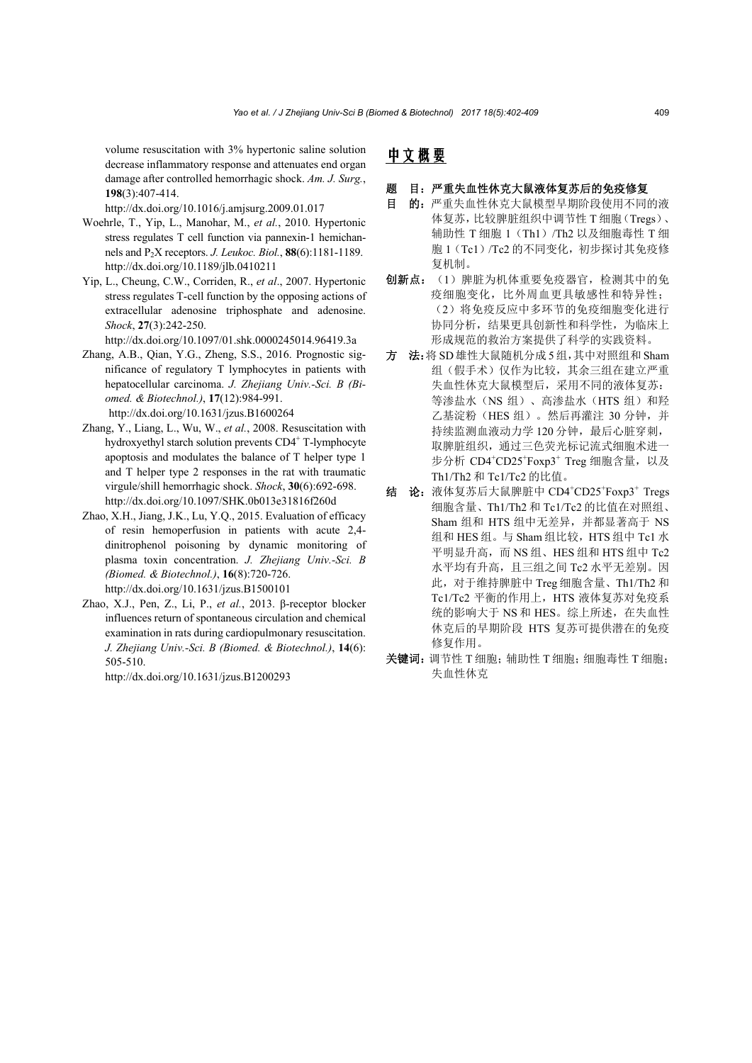volume resuscitation with 3% hypertonic saline solution decrease inflammatory response and attenuates end organ damage after controlled hemorrhagic shock. *Am. J. Surg.*, **198**(3):407-414.
http://dx.doi.org/10.1016/j.amjsurg.2009.01.017

Woehrle, T., Yip, L., Manohar, M., *et al.*, 2010. Hypertonic stress regulates T cell function via pannexin-1 hemichannels and $P_2X$ receptors. *J. Leukoc. Biol.*, **88**(6):1181-1189.
http://dx.doi.org/10.1189/jlb.0410211

Yip, L., Cheung, C.W., Corriden, R., *et al*., 2007. Hypertonic stress regulates T-cell function by the opposing actions of extracellular adenosine triphosphate and adenosine. *Shock*, **27**(3):242-250.
http://dx.doi.org/10.1097/01.shk.0000245014.96419.3a

Zhang, A.B., Qian, Y.G., Zheng, S.S., 2016. Prognostic significance of regulatory T lymphocytes in patients with hepatocellular carcinoma. *J. Zhejiang Univ.-Sci. B (Biomed. & Biotechnol.)*, **17**(12):984-991.
http://dx.doi.org/10.1631/jzus.B1600264

Zhang, Y., Liang, L., Wu, W., *et al.*, 2008. Resuscitation with hydroxyethyl starch solution prevents $CD4^+$ T-lymphocyte apoptosis and modulates the balance of T helper type 1 and T helper type 2 responses in the rat with traumatic virgule/shill hemorrhagic shock. *Shock*, **30**(6):692-698.
http://dx.doi.org/10.1097/SHK.0b013e31816f260d

Zhao, X.H., Jiang, J.K., Lu, Y.Q., 2015. Evaluation of efficacy of resin hemoperfusion in patients with acute 2,4-dinitrophenol poisoning by dynamic monitoring of plasma toxin concentration. *J. Zhejiang Univ.-Sci. B (Biomed. & Biotechnol.)*, **16**(8):720-726.
http://dx.doi.org/10.1631/jzus.B1500101

Zhao, X.J., Pen, Z., Li, P., *et al.*, 2013. β-receptor blocker influences return of spontaneous circulation and chemical examination in rats during cardiopulmonary resuscitation. *J. Zhejiang Univ.-Sci. B (Biomed. & Biotechnol.)*, **14**(6): 505-510.
http://dx.doi.org/10.1631/jzus.B1200293

## 中文概要

**题　目：严重失血性休克大鼠液体复苏后的免疫修复**

**目　的：**严重失血性休克大鼠模型早期阶段使用不同的液体复苏，比较脾脏组织中调节性T细胞（Tregs）、辅助性T细胞1（Th1）/Th2以及细胞毒性T细胞1（Tc1）/Tc2的不同变化，初步探讨其免疫修复机制。

**创新点：**（1）脾脏为机体重要免疫器官，检测其中的免疫细胞变化，比外周血更具敏感性和特异性；（2）将免疫反应中多环节的免疫细胞变化进行协同分析，结果更具创新性和科学性，为临床上形成规范的救治方案提供了科学的实践资料。

**方　法：**将SD雄性大鼠随机分成5组，其中对照组和Sham组（假手术）仅作为比较，其余三组在建立严重失血性休克大鼠模型后，采用不同的液体复苏：等渗盐水（NS组）、高渗盐水（HTS组）和羟乙基淀粉（HES组）。然后再灌注30分钟，并持续监测血液动力学120分钟，最后心脏穿刺，取脾脏组织，通过三色荧光标记流式细胞术进一步分析$CD4^+CD25^+Foxp3^+$ Treg细胞含量，以及Th1/Th2和Tc1/Tc2的比值。

**结　论：**液体复苏后大鼠脾脏中$CD4^+CD25^+Foxp3^+$ Tregs细胞含量、Th1/Th2和Tc1/Tc2的比值在对照组、Sham组和HTS组中无差异，并都显著高于NS组和HES组。与Sham组比较，HTS组中Tc1水平明显升高，而NS组、HES组和HTS组中Tc2水平均有升高，且三组之间Tc2水平无差别。因此，对于维持脾脏中Treg细胞含量、Th1/Th2和Tc1/Tc2平衡的作用上，HTS液体复苏对免疫系统的影响大于NS和HES。综上所述，在失血性休克后的早期阶段HTS复苏可提供潜在的免疫修复作用。

**关键词：**调节性T细胞；辅助性T细胞；细胞毒性T细胞；失血性休克